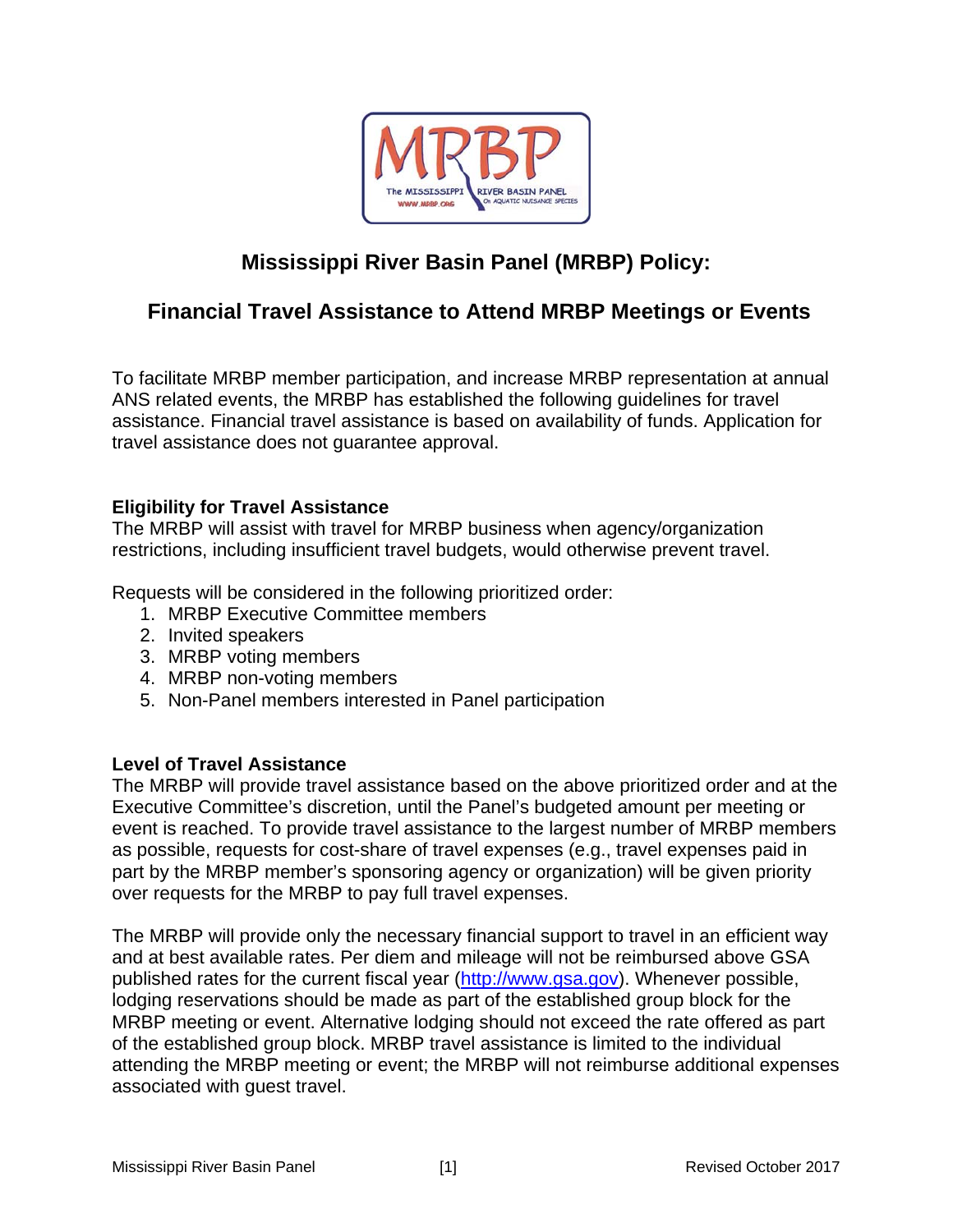# Mississippi River Basin Panel (MRBP) Policy:

## Financial Travel Assistance to Attend MRBP Meetings or Events

To facilitate MRBP member participation, and increase MRBP representation at annual ANS related events, the MRBP has established the following guidelines for travel assistance. Financial travel assistance is based on availability of funds. Application for travel assistance does not guarantee approval.

**Eligibility for Travel Assistance**
The MRBP will assist with travel for MRBP business when agency/organization restrictions, including insufficient travel budgets, would otherwise prevent travel.

Requests will be considered in the following prioritized order:

1. MRBP Executive Committee members
2. Invited speakers
3. MRBP voting members
4. MRBP non-voting members
5. Non-Panel members interested in Panel participation

**Level of Travel Assistance**
The MRBP will provide travel assistance based on the above prioritized order and at the Executive Committee's discretion, until the Panel's budgeted amount per meeting or event is reached. To provide travel assistance to the largest number of MRBP members as possible, requests for cost-share of travel expenses (e.g., travel expenses paid in part by the MRBP member's sponsoring agency or organization) will be given priority over requests for the MRBP to pay full travel expenses.

The MRBP will provide only the necessary financial support to travel in an efficient way and at best available rates. Per diem and mileage will not be reimbursed above GSA published rates for the current fiscal year (http://www.gsa.gov). Whenever possible, lodging reservations should be made as part of the established group block for the MRBP meeting or event. Alternative lodging should not exceed the rate offered as part of the established group block. MRBP travel assistance is limited to the individual attending the MRBP meeting or event; the MRBP will not reimburse additional expenses associated with guest travel.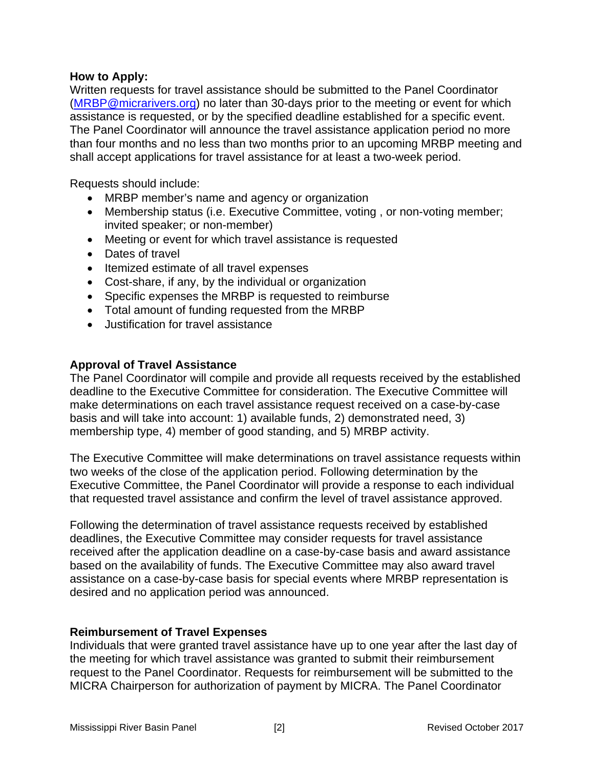**How to Apply:**
Written requests for travel assistance should be submitted to the Panel Coordinator (MRBP@micrarivers.org) no later than 30-days prior to the meeting or event for which assistance is requested, or by the specified deadline established for a specific event. The Panel Coordinator will announce the travel assistance application period no more than four months and no less than two months prior to an upcoming MRBP meeting and shall accept applications for travel assistance for at least a two-week period.

Requests should include:

- MRBP member's name and agency or organization
- Membership status (i.e. Executive Committee, voting , or non-voting member; invited speaker; or non-member)
- Meeting or event for which travel assistance is requested
- Dates of travel
- Itemized estimate of all travel expenses
- Cost-share, if any, by the individual or organization
- Specific expenses the MRBP is requested to reimburse
- Total amount of funding requested from the MRBP
- Justification for travel assistance

**Approval of Travel Assistance**
The Panel Coordinator will compile and provide all requests received by the established deadline to the Executive Committee for consideration. The Executive Committee will make determinations on each travel assistance request received on a case-by-case basis and will take into account: 1) available funds, 2) demonstrated need, 3) membership type, 4) member of good standing, and 5) MRBP activity.

The Executive Committee will make determinations on travel assistance requests within two weeks of the close of the application period. Following determination by the Executive Committee, the Panel Coordinator will provide a response to each individual that requested travel assistance and confirm the level of travel assistance approved.

Following the determination of travel assistance requests received by established deadlines, the Executive Committee may consider requests for travel assistance received after the application deadline on a case-by-case basis and award assistance based on the availability of funds. The Executive Committee may also award travel assistance on a case-by-case basis for special events where MRBP representation is desired and no application period was announced.

**Reimbursement of Travel Expenses**
Individuals that were granted travel assistance have up to one year after the last day of the meeting for which travel assistance was granted to submit their reimbursement request to the Panel Coordinator. Requests for reimbursement will be submitted to the MICRA Chairperson for authorization of payment by MICRA. The Panel Coordinator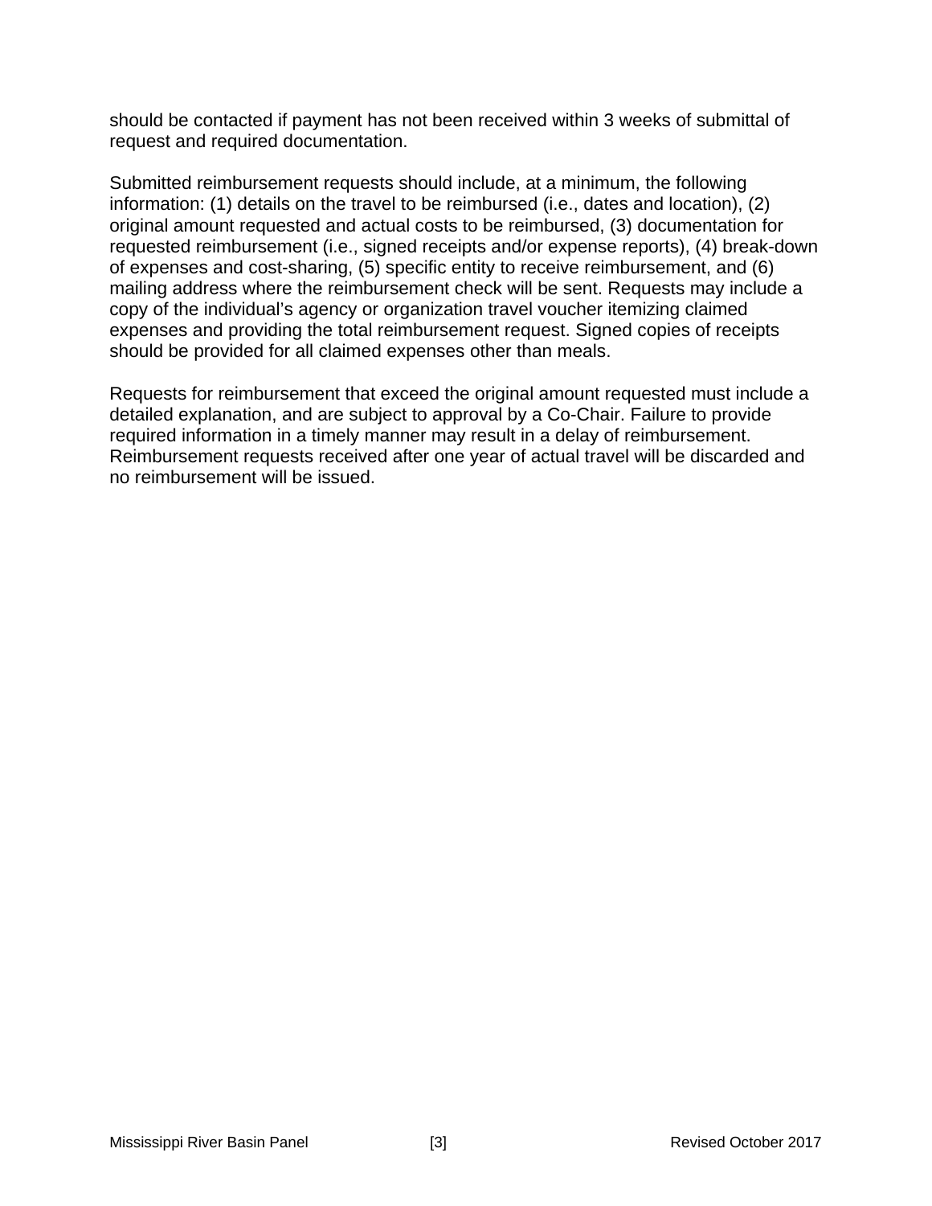should be contacted if payment has not been received within 3 weeks of submittal of request and required documentation.

Submitted reimbursement requests should include, at a minimum, the following information: (1) details on the travel to be reimbursed (i.e., dates and location), (2) original amount requested and actual costs to be reimbursed, (3) documentation for requested reimbursement (i.e., signed receipts and/or expense reports), (4) break-down of expenses and cost-sharing, (5) specific entity to receive reimbursement, and (6) mailing address where the reimbursement check will be sent. Requests may include a copy of the individual's agency or organization travel voucher itemizing claimed expenses and providing the total reimbursement request. Signed copies of receipts should be provided for all claimed expenses other than meals.

Requests for reimbursement that exceed the original amount requested must include a detailed explanation, and are subject to approval by a Co-Chair. Failure to provide required information in a timely manner may result in a delay of reimbursement. Reimbursement requests received after one year of actual travel will be discarded and no reimbursement will be issued.